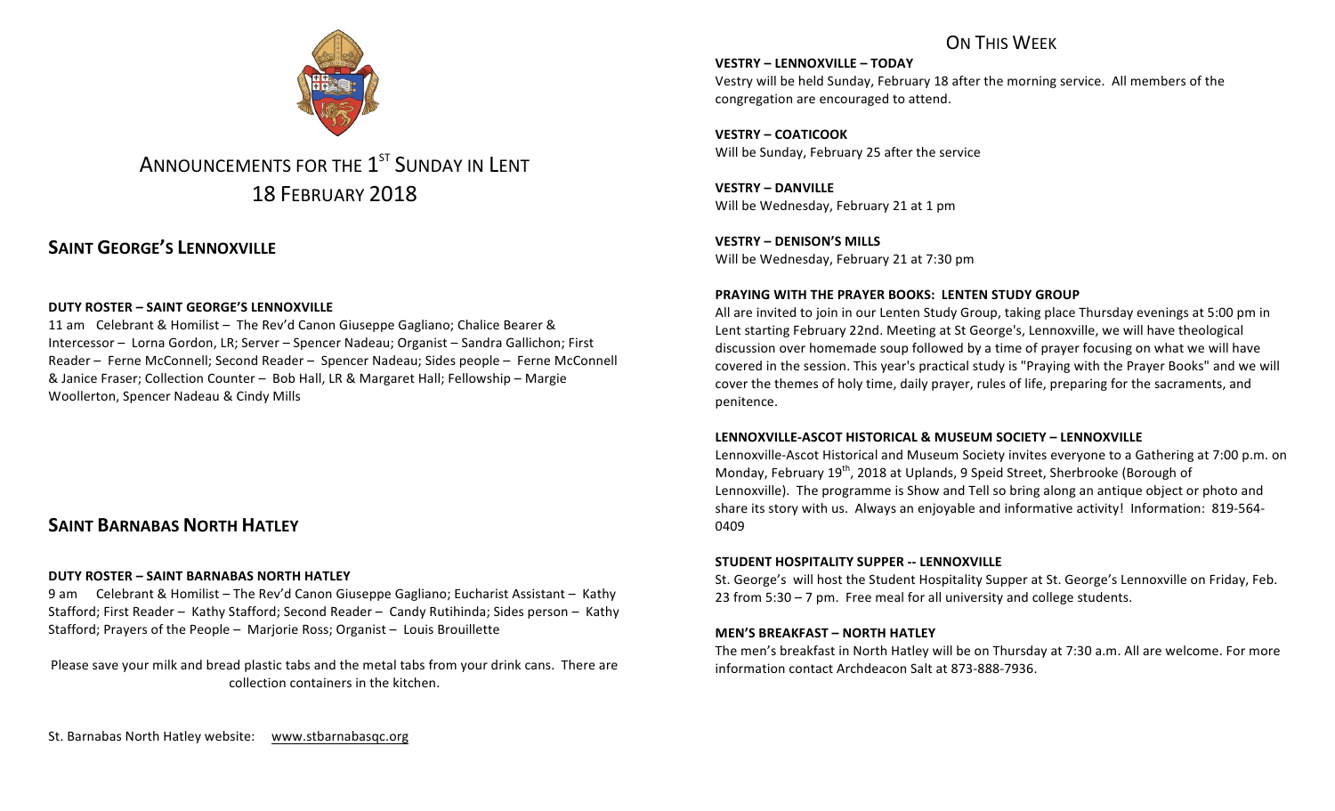# ANNOUNCEMENTS FOR THE 1ST SUNDAY IN LENT
# 18 FEBRUARY 2018

## SAINT GEORGE'S LENNOXVILLE

**DUTY ROSTER – SAINT GEORGE'S LENNOXVILLE**

11 am Celebrant & Homilist – The Rev'd Canon Giuseppe Gagliano; Chalice Bearer & Intercessor – Lorna Gordon, LR; Server – Spencer Nadeau; Organist – Sandra Gallichon; First Reader – Ferne McConnell; Second Reader – Spencer Nadeau; Sides people – Ferne McConnell & Janice Fraser; Collection Counter – Bob Hall, LR & Margaret Hall; Fellowship – Margie Woollerton, Spencer Nadeau & Cindy Mills

## SAINT BARNABAS NORTH HATLEY

**DUTY ROSTER – SAINT BARNABAS NORTH HATLEY**

9 am Celebrant & Homilist – The Rev'd Canon Giuseppe Gagliano; Eucharist Assistant – Kathy Stafford; First Reader – Kathy Stafford; Second Reader – Candy Rutihinda; Sides person – Kathy Stafford; Prayers of the People – Marjorie Ross; Organist – Louis Brouillette

Please save your milk and bread plastic tabs and the metal tabs from your drink cans. There are collection containers in the kitchen.

St. Barnabas North Hatley website: www.stbarnabasqc.org

## ON THIS WEEK

**VESTRY – LENNOXVILLE – TODAY**

Vestry will be held Sunday, February 18 after the morning service. All members of the congregation are encouraged to attend.

**VESTRY – COATICOOK**

Will be Sunday, February 25 after the service

**VESTRY – DANVILLE**

Will be Wednesday, February 21 at 1 pm

**VESTRY – DENISON'S MILLS**

Will be Wednesday, February 21 at 7:30 pm

**PRAYING WITH THE PRAYER BOOKS: LENTEN STUDY GROUP**

All are invited to join in our Lenten Study Group, taking place Thursday evenings at 5:00 pm in Lent starting February 22nd. Meeting at St George's, Lennoxville, we will have theological discussion over homemade soup followed by a time of prayer focusing on what we will have covered in the session. This year's practical study is "Praying with the Prayer Books" and we will cover the themes of holy time, daily prayer, rules of life, preparing for the sacraments, and penitence.

**LENNOXVILLE-ASCOT HISTORICAL & MUSEUM SOCIETY – LENNOXVILLE**

Lennoxville-Ascot Historical and Museum Society invites everyone to a Gathering at 7:00 p.m. on Monday, February 19th, 2018 at Uplands, 9 Speid Street, Sherbrooke (Borough of Lennoxville). The programme is Show and Tell so bring along an antique object or photo and share its story with us. Always an enjoyable and informative activity! Information: 819-564-0409

**STUDENT HOSPITALITY SUPPER -- LENNOXVILLE**

St. George's will host the Student Hospitality Supper at St. George's Lennoxville on Friday, Feb. 23 from 5:30 – 7 pm. Free meal for all university and college students.

**MEN'S BREAKFAST – NORTH HATLEY**

The men's breakfast in North Hatley will be on Thursday at 7:30 a.m. All are welcome. For more information contact Archdeacon Salt at 873-888-7936.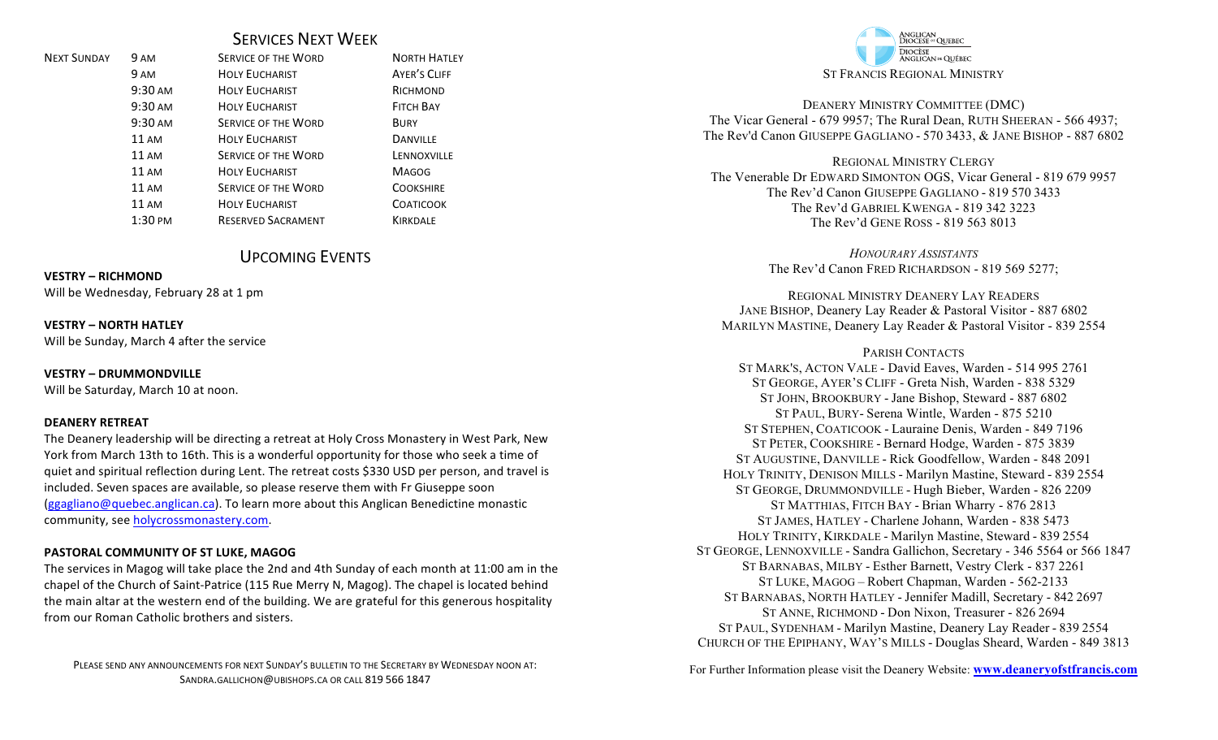## Services Next Week

| | | | |
|---|---|---|---|
| Next Sunday | 9 AM | Service of the Word | North Hatley |
| | 9 AM | Holy Eucharist | Ayer's Cliff |
| | 9:30 AM | Holy Eucharist | Richmond |
| | 9:30 AM | Holy Eucharist | Fitch Bay |
| | 9:30 AM | Service of the Word | Bury |
| | 11 AM | Holy Eucharist | Danville |
| | 11 AM | Service of the Word | Lennoxville |
| | 11 AM | Holy Eucharist | Magog |
| | 11 AM | Service of the Word | Cookshire |
| | 11 AM | Holy Eucharist | Coaticook |
| | 1:30 PM | Reserved Sacrament | Kirkdale |

## Upcoming Events

**VESTRY – RICHMOND**
Will be Wednesday, February 28 at 1 pm

**VESTRY – NORTH HATLEY**
Will be Sunday, March 4 after the service

**VESTRY – DRUMMONDVILLE**
Will be Saturday, March 10 at noon.

**DEANERY RETREAT**
The Deanery leadership will be directing a retreat at Holy Cross Monastery in West Park, New York from March 13th to 16th. This is a wonderful opportunity for those who seek a time of quiet and spiritual reflection during Lent. The retreat costs $330 USD per person, and travel is included. Seven spaces are available, so please reserve them with Fr Giuseppe soon (ggagliano@quebec.anglican.ca). To learn more about this Anglican Benedictine monastic community, see holycrossmonastery.com.

**PASTORAL COMMUNITY OF ST LUKE, MAGOG**
The services in Magog will take place the 2nd and 4th Sunday of each month at 11:00 am in the chapel of the Church of Saint-Patrice (115 Rue Merry N, Magog). The chapel is located behind the main altar at the western end of the building. We are grateful for this generous hospitality from our Roman Catholic brothers and sisters.

Please send any announcements for next Sunday's bulletin to the Secretary by Wednesday noon at: sandra.gallichon@ubishops.ca or call 819 566 1847

Anglican Diocese of Quebec
Diocèse Anglican de Québec

St Francis Regional Ministry

Deanery Ministry Committee (DMC)
The Vicar General - 679 9957; The Rural Dean, Ruth Sheeran - 566 4937;
The Rev'd Canon Giuseppe Gagliano - 570 3433, & Jane Bishop - 887 6802

Regional Ministry Clergy
The Venerable Dr Edward Simonton OGS, Vicar General - 819 679 9957
The Rev'd Canon Giuseppe Gagliano - 819 570 3433
The Rev'd Gabriel Kwenga - 819 342 3223
The Rev'd Gene Ross - 819 563 8013

*Honourary Assistants*
The Rev'd Canon Fred Richardson - 819 569 5277;

Regional Ministry Deanery Lay Readers
Jane Bishop, Deanery Lay Reader & Pastoral Visitor - 887 6802
Marilyn Mastine, Deanery Lay Reader & Pastoral Visitor - 839 2554

Parish Contacts
St Mark's, Acton Vale - David Eaves, Warden - 514 995 2761
St George, Ayer's Cliff - Greta Nish, Warden - 838 5329
St John, Brookbury - Jane Bishop, Steward - 887 6802
St Paul, Bury- Serena Wintle, Warden - 875 5210
St Stephen, Coaticook - Lauraine Denis, Warden - 849 7196
St Peter, Cookshire - Bernard Hodge, Warden - 875 3839
St Augustine, Danville - Rick Goodfellow, Warden - 848 2091
Holy Trinity, Denison Mills - Marilyn Mastine, Steward - 839 2554
St George, Drummondville - Hugh Bieber, Warden - 826 2209
St Matthias, Fitch Bay - Brian Wharry - 876 2813
St James, Hatley - Charlene Johann, Warden - 838 5473
Holy Trinity, Kirkdale - Marilyn Mastine, Steward - 839 2554
St George, Lennoxville - Sandra Gallichon, Secretary - 346 5564 or 566 1847
St Barnabas, Milby - Esther Barnett, Vestry Clerk - 837 2261
St Luke, Magog – Robert Chapman, Warden - 562-2133
St Barnabas, North Hatley - Jennifer Madill, Secretary - 842 2697
St Anne, Richmond - Don Nixon, Treasurer - 826 2694
St Paul, Sydenham - Marilyn Mastine, Deanery Lay Reader - 839 2554
Church of the Epiphany, Way's Mills - Douglas Sheard, Warden - 849 3813

For Further Information please visit the Deanery Website: **www.deaneryofstfrancis.com**